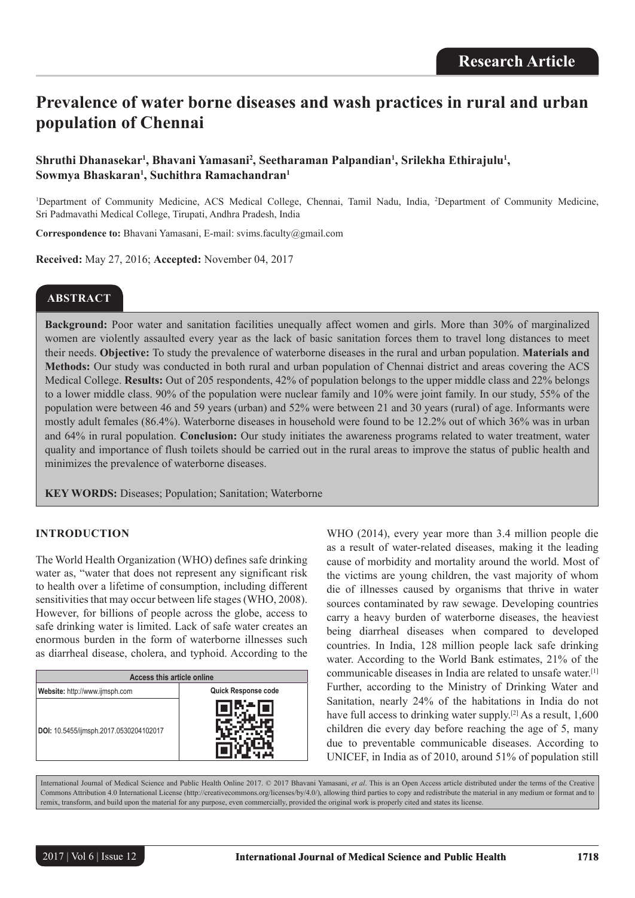Research Article

# Prevalence of water borne diseases and wash practices in rural and urban population of Chennai

**Shruthi Dhanasekar[1], Bhavani Yamasani[2], Seetharaman Palpandian[1], Srilekha Ethirajulu[1], Sowmya Bhaskaran[1], Suchithra Ramachandran[1]**

[1]Department of Community Medicine, ACS Medical College, Chennai, Tamil Nadu, India, [2]Department of Community Medicine, Sri Padmavathi Medical College, Tirupati, Andhra Pradesh, India

**Correspondence to:** Bhavani Yamasani, E-mail: svims.faculty@gmail.com

**Received:** May 27, 2016; **Accepted:** November 04, 2017

## ABSTRACT

**Background:** Poor water and sanitation facilities unequally affect women and girls. More than 30% of marginalized women are violently assaulted every year as the lack of basic sanitation forces them to travel long distances to meet their needs. **Objective:** To study the prevalence of waterborne diseases in the rural and urban population. **Materials and Methods:** Our study was conducted in both rural and urban population of Chennai district and areas covering the ACS Medical College. **Results:** Out of 205 respondents, 42% of population belongs to the upper middle class and 22% belongs to a lower middle class. 90% of the population were nuclear family and 10% were joint family. In our study, 55% of the population were between 46 and 59 years (urban) and 52% were between 21 and 30 years (rural) of age. Informants were mostly adult females (86.4%). Waterborne diseases in household were found to be 12.2% out of which 36% was in urban and 64% in rural population. **Conclusion:** Our study initiates the awareness programs related to water treatment, water quality and importance of flush toilets should be carried out in the rural areas to improve the status of public health and minimizes the prevalence of waterborne diseases.

**KEY WORDS:** Diseases; Population; Sanitation; Waterborne

## INTRODUCTION

The World Health Organization (WHO) defines safe drinking water as, "water that does not represent any significant risk to health over a lifetime of consumption, including different sensitivities that may occur between life stages (WHO, 2008). However, for billions of people across the globe, access to safe drinking water is limited. Lack of safe water creates an enormous burden in the form of waterborne illnesses such as diarrheal disease, cholera, and typhoid. According to the WHO (2014), every year more than 3.4 million people die as a result of water-related diseases, making it the leading cause of morbidity and mortality around the world. Most of the victims are young children, the vast majority of whom die of illnesses caused by organisms that thrive in water sources contaminated by raw sewage. Developing countries carry a heavy burden of waterborne diseases, the heaviest being diarrheal diseases when compared to developed countries. In India, 128 million people lack safe drinking water. According to the World Bank estimates, 21% of the communicable diseases in India are related to unsafe water.[1] Further, according to the Ministry of Drinking Water and Sanitation, nearly 24% of the habitations in India do not have full access to drinking water supply.[2] As a result, 1,600 children die every day before reaching the age of 5, many due to preventable communicable diseases. According to UNICEF, in India as of 2010, around 51% of population still

| Access this article online | |
|---|---|
| **Website:** http://www.ijmsph.com | **Quick Response code** |
| **DOI:** 10.5455/ijmsph.2017.0530204102017 | |

International Journal of Medical Science and Public Health Online 2017. © 2017 Bhavani Yamasani, *et al*. This is an Open Access article distributed under the terms of the Creative Commons Attribution 4.0 International License (http://creativecommons.org/licenses/by/4.0/), allowing third parties to copy and redistribute the material in any medium or format and to remix, transform, and build upon the material for any purpose, even commercially, provided the original work is properly cited and states its license.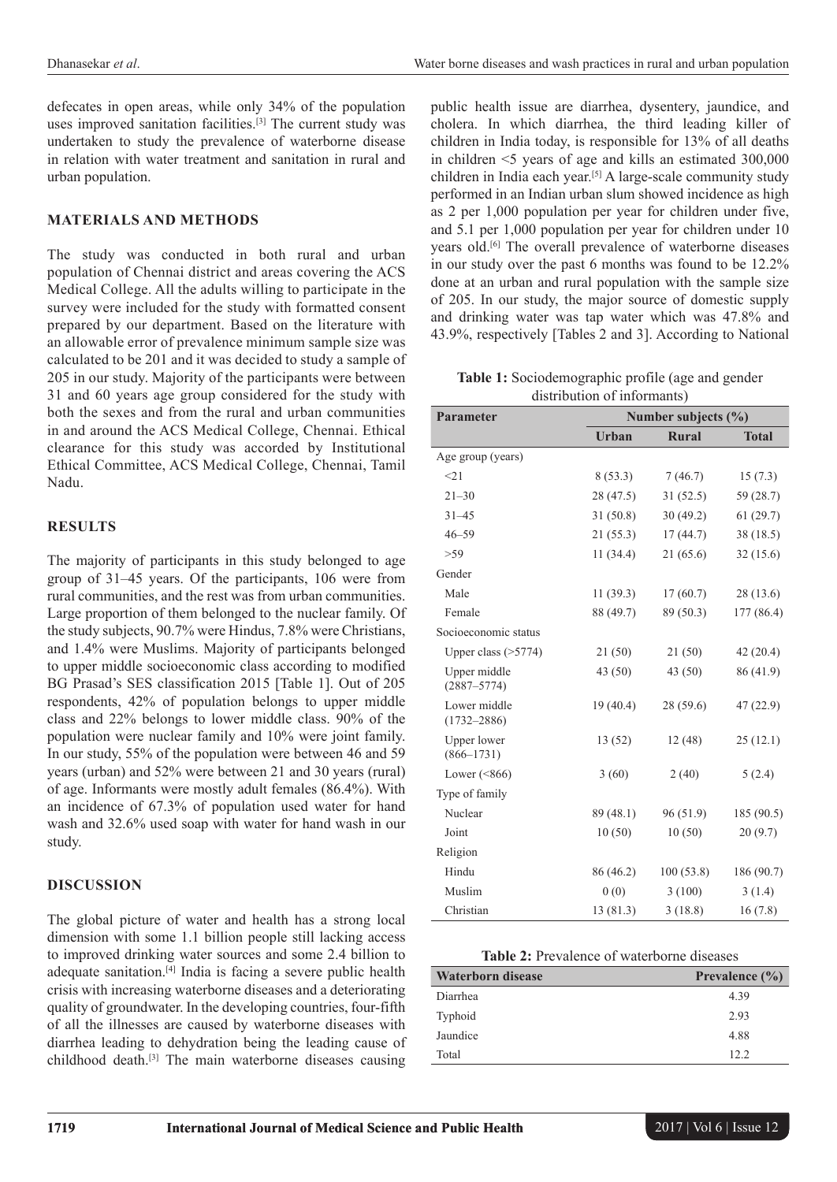defecates in open areas, while only 34% of the population uses improved sanitation facilities.[3] The current study was undertaken to study the prevalence of waterborne disease in relation with water treatment and sanitation in rural and urban population.

## MATERIALS AND METHODS

The study was conducted in both rural and urban population of Chennai district and areas covering the ACS Medical College. All the adults willing to participate in the survey were included for the study with formatted consent prepared by our department. Based on the literature with an allowable error of prevalence minimum sample size was calculated to be 201 and it was decided to study a sample of 205 in our study. Majority of the participants were between 31 and 60 years age group considered for the study with both the sexes and from the rural and urban communities in and around the ACS Medical College, Chennai. Ethical clearance for this study was accorded by Institutional Ethical Committee, ACS Medical College, Chennai, Tamil Nadu.

## RESULTS

The majority of participants in this study belonged to age group of 31–45 years. Of the participants, 106 were from rural communities, and the rest was from urban communities. Large proportion of them belonged to the nuclear family. Of the study subjects, 90.7% were Hindus, 7.8% were Christians, and 1.4% were Muslims. Majority of participants belonged to upper middle socioeconomic class according to modified BG Prasad's SES classification 2015 [Table 1]. Out of 205 respondents, 42% of population belongs to upper middle class and 22% belongs to lower middle class. 90% of the population were nuclear family and 10% were joint family. In our study, 55% of the population were between 46 and 59 years (urban) and 52% were between 21 and 30 years (rural) of age. Informants were mostly adult females (86.4%). With an incidence of 67.3% of population used water for hand wash and 32.6% used soap with water for hand wash in our study.

## DISCUSSION

The global picture of water and health has a strong local dimension with some 1.1 billion people still lacking access to improved drinking water sources and some 2.4 billion to adequate sanitation.[4] India is facing a severe public health crisis with increasing waterborne diseases and a deteriorating quality of groundwater. In the developing countries, four-fifth of all the illnesses are caused by waterborne diseases with diarrhea leading to dehydration being the leading cause of childhood death.[3] The main waterborne diseases causing public health issue are diarrhea, dysentery, jaundice, and cholera. In which diarrhea, the third leading killer of children in India today, is responsible for 13% of all deaths in children <5 years of age and kills an estimated 300,000 children in India each year.[5] A large-scale community study performed in an Indian urban slum showed incidence as high as 2 per 1,000 population per year for children under five, and 5.1 per 1,000 population per year for children under 10 years old.[6] The overall prevalence of waterborne diseases in our study over the past 6 months was found to be 12.2% done at an urban and rural population with the sample size of 205. In our study, the major source of domestic supply and drinking water was tap water which was 47.8% and 43.9%, respectively [Tables 2 and 3]. According to National

**Table 1:** Sociodemographic profile (age and gender distribution of informants)

| Parameter | Number subjects (%) | | |
|---|---|---|---|
| | Urban | Rural | Total |
| Age group (years) | | | |
| <21 | 8 (53.3) | 7 (46.7) | 15 (7.3) |
| 21–30 | 28 (47.5) | 31 (52.5) | 59 (28.7) |
| 31–45 | 31 (50.8) | 30 (49.2) | 61 (29.7) |
| 46–59 | 21 (55.3) | 17 (44.7) | 38 (18.5) |
| >59 | 11 (34.4) | 21 (65.6) | 32 (15.6) |
| Gender | | | |
| Male | 11 (39.3) | 17 (60.7) | 28 (13.6) |
| Female | 88 (49.7) | 89 (50.3) | 177 (86.4) |
| Socioeconomic status | | | |
| Upper class (>5774) | 21 (50) | 21 (50) | 42 (20.4) |
| Upper middle (2887–5774) | 43 (50) | 43 (50) | 86 (41.9) |
| Lower middle (1732–2886) | 19 (40.4) | 28 (59.6) | 47 (22.9) |
| Upper lower (866–1731) | 13 (52) | 12 (48) | 25 (12.1) |
| Lower (<866) | 3 (60) | 2 (40) | 5 (2.4) |
| Type of family | | | |
| Nuclear | 89 (48.1) | 96 (51.9) | 185 (90.5) |
| Joint | 10 (50) | 10 (50) | 20 (9.7) |
| Religion | | | |
| Hindu | 86 (46.2) | 100 (53.8) | 186 (90.7) |
| Muslim | 0 (0) | 3 (100) | 3 (1.4) |
| Christian | 13 (81.3) | 3 (18.8) | 16 (7.8) |

**Table 2:** Prevalence of waterborne diseases

| Waterborne disease | Prevalence (%) |
|---|---|
| Diarrhea | 4.39 |
| Typhoid | 2.93 |
| Jaundice | 4.88 |
| Total | 12.2 |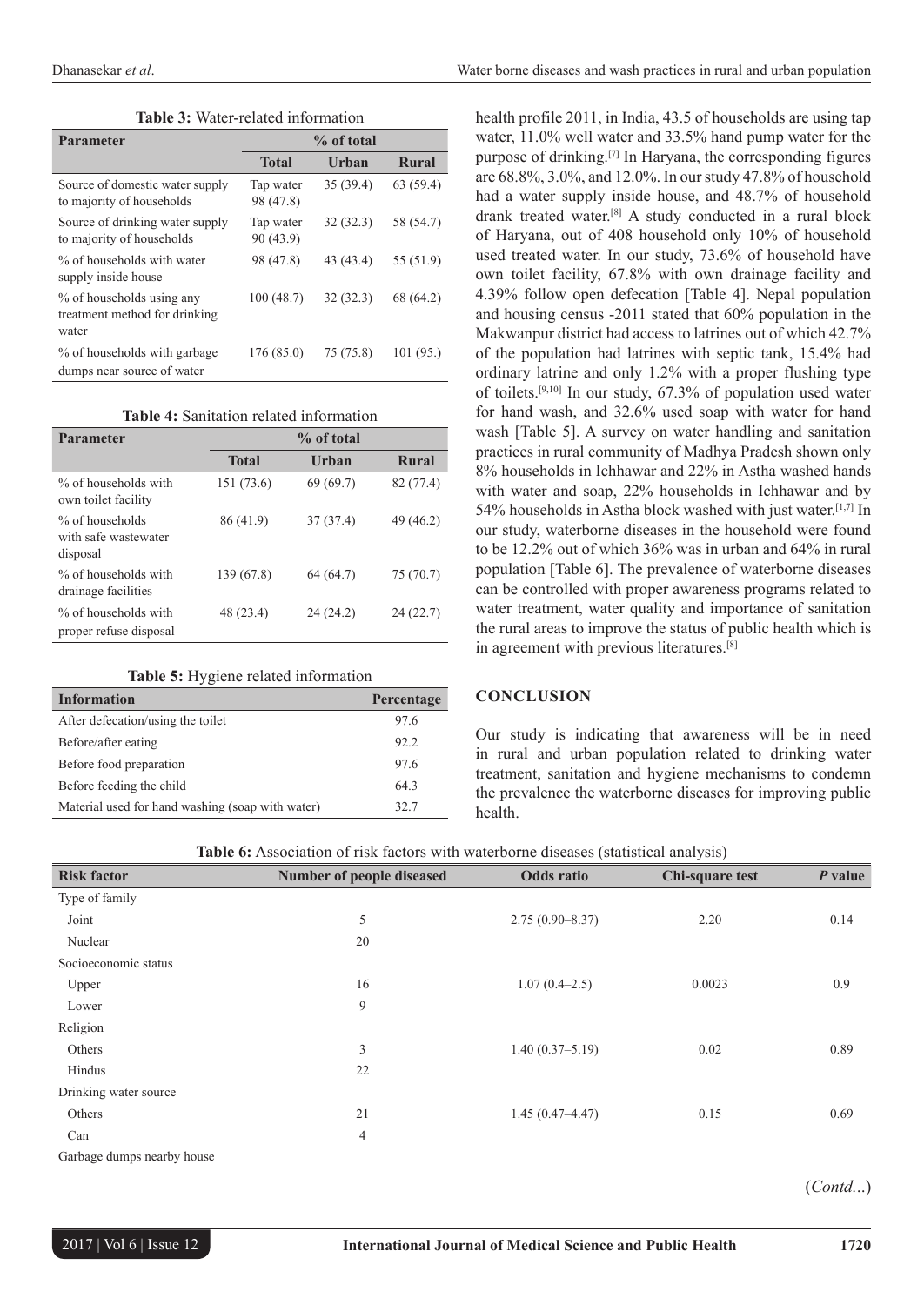**Table 3:** Water-related information

| Parameter | % of total | | |
|---|---|---|---|
| | Total | Urban | Rural |
| Source of domestic water supply to majority of households | Tap water 98 (47.8) | 35 (39.4) | 63 (59.4) |
| Source of drinking water supply to majority of households | Tap water 90 (43.9) | 32 (32.3) | 58 (54.7) |
| % of households with water supply inside house | 98 (47.8) | 43 (43.4) | 55 (51.9) |
| % of households using any treatment method for drinking water | 100 (48.7) | 32 (32.3) | 68 (64.2) |
| % of households with garbage dumps near source of water | 176 (85.0) | 75 (75.8) | 101 (95.) |

**Table 4:** Sanitation related information

| Parameter | % of total | | |
|---|---|---|---|
| | Total | Urban | Rural |
| % of households with own toilet facility | 151 (73.6) | 69 (69.7) | 82 (77.4) |
| % of households with safe wastewater disposal | 86 (41.9) | 37 (37.4) | 49 (46.2) |
| % of households with drainage facilities | 139 (67.8) | 64 (64.7) | 75 (70.7) |
| % of households with proper refuse disposal | 48 (23.4) | 24 (24.2) | 24 (22.7) |

**Table 5:** Hygiene related information

| Information | Percentage |
|---|---|
| After defecation/using the toilet | 97.6 |
| Before/after eating | 92.2 |
| Before food preparation | 97.6 |
| Before feeding the child | 64.3 |
| Material used for hand washing (soap with water) | 32.7 |

health profile 2011, in India, 43.5 of households are using tap water, 11.0% well water and 33.5% hand pump water for the purpose of drinking.[7] In Haryana, the corresponding figures are 68.8%, 3.0%, and 12.0%. In our study 47.8% of household had a water supply inside house, and 48.7% of household drank treated water.[8] A study conducted in a rural block of Haryana, out of 408 household only 10% of household used treated water. In our study, 73.6% of household have own toilet facility, 67.8% with own drainage facility and 4.39% follow open defecation [Table 4]. Nepal population and housing census -2011 stated that 60% population in the Makwanpur district had access to latrines out of which 42.7% of the population had latrines with septic tank, 15.4% had ordinary latrine and only 1.2% with a proper flushing type of toilets.[9,10] In our study, 67.3% of population used water for hand wash, and 32.6% used soap with water for hand wash [Table 5]. A survey on water handling and sanitation practices in rural community of Madhya Pradesh shown only 8% households in Ichhawar and 22% in Astha washed hands with water and soap, 22% households in Ichhawar and by 54% households in Astha block washed with just water.[1,7] In our study, waterborne diseases in the household were found to be 12.2% out of which 36% was in urban and 64% in rural population [Table 6]. The prevalence of waterborne diseases can be controlled with proper awareness programs related to water treatment, water quality and importance of sanitation the rural areas to improve the status of public health which is in agreement with previous literatures.[8]

## CONCLUSION

Our study is indicating that awareness will be in need in rural and urban population related to drinking water treatment, sanitation and hygiene mechanisms to condemn the prevalence the waterborne diseases for improving public health.

**Table 6:** Association of risk factors with waterborne diseases (statistical analysis)

| Risk factor | Number of people diseased | Odds ratio | Chi-square test | *P* value |
|---|---|---|---|---|
| Type of family | | | | |
| Joint | 5 | 2.75 (0.90–8.37) | 2.20 | 0.14 |
| Nuclear | 20 | | | |
| Socioeconomic status | | | | |
| Upper | 16 | 1.07 (0.4–2.5) | 0.0023 | 0.9 |
| Lower | 9 | | | |
| Religion | | | | |
| Others | 3 | 1.40 (0.37–5.19) | 0.02 | 0.89 |
| Hindus | 22 | | | |
| Drinking water source | | | | |
| Others | 21 | 1.45 (0.47–4.47) | 0.15 | 0.69 |
| Can | 4 | | | |
| Garbage dumps nearby house | | | | |

(*Contd...*)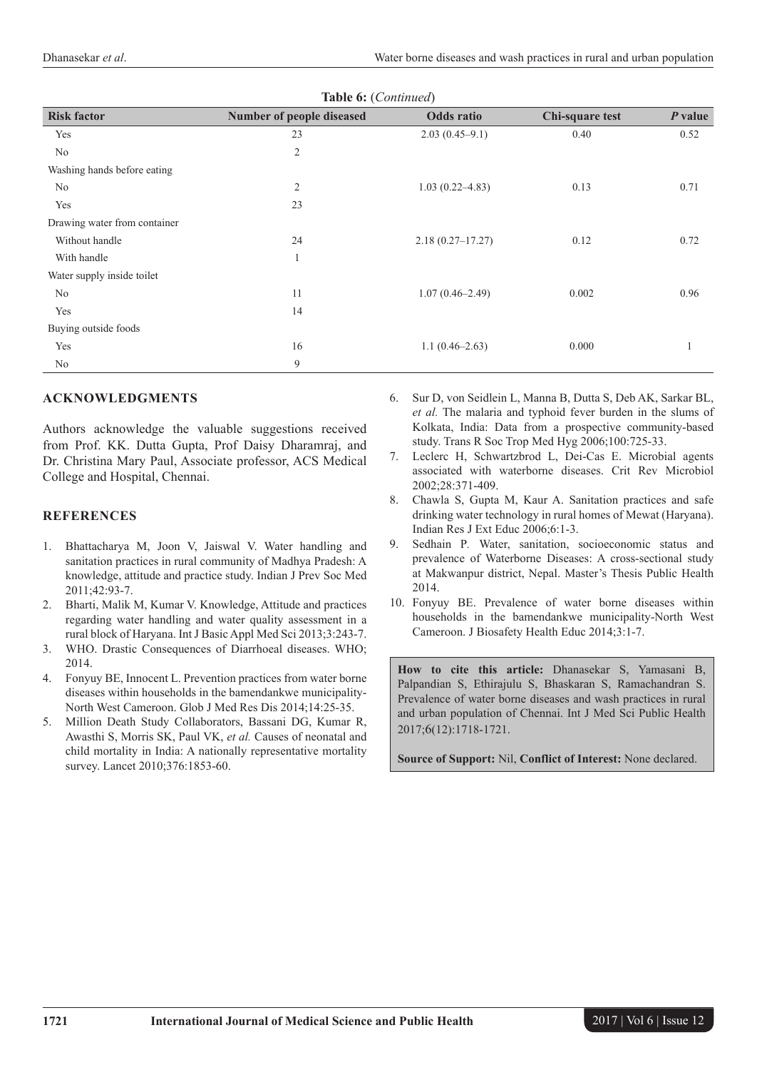**Table 6:** (*Continued*)

| Risk factor | Number of people diseased | Odds ratio | Chi-square test | *P* value |
|---|---|---|---|---|
| Yes | 23 | 2.03 (0.45–9.1) | 0.40 | 0.52 |
| No | 2 | | | |
| Washing hands before eating | | | | |
| No | 2 | 1.03 (0.22–4.83) | 0.13 | 0.71 |
| Yes | 23 | | | |
| Drawing water from container | | | | |
| Without handle | 24 | 2.18 (0.27–17.27) | 0.12 | 0.72 |
| With handle | 1 | | | |
| Water supply inside toilet | | | | |
| No | 11 | 1.07 (0.46–2.49) | 0.002 | 0.96 |
| Yes | 14 | | | |
| Buying outside foods | | | | |
| Yes | 16 | 1.1 (0.46–2.63) | 0.000 | 1 |
| No | 9 | | | |

## ACKNOWLEDGMENTS

Authors acknowledge the valuable suggestions received from Prof. KK. Dutta Gupta, Prof Daisy Dharamraj, and Dr. Christina Mary Paul, Associate professor, ACS Medical College and Hospital, Chennai.

## REFERENCES

1. Bhattacharya M, Joon V, Jaiswal V. Water handling and sanitation practices in rural community of Madhya Pradesh: A knowledge, attitude and practice study. Indian J Prev Soc Med 2011;42:93-7.
2. Bharti, Malik M, Kumar V. Knowledge, Attitude and practices regarding water handling and water quality assessment in a rural block of Haryana. Int J Basic Appl Med Sci 2013;3:243-7.
3. WHO. Drastic Consequences of Diarrhoeal diseases. WHO; 2014.
4. Fonyuy BE, Innocent L. Prevention practices from water borne diseases within households in the bamendankwe municipality-North West Cameroon. Glob J Med Res Dis 2014;14:25-35.
5. Million Death Study Collaborators, Bassani DG, Kumar R, Awasthi S, Morris SK, Paul VK, *et al.* Causes of neonatal and child mortality in India: A nationally representative mortality survey. Lancet 2010;376:1853-60.
6. Sur D, von Seidlein L, Manna B, Dutta S, Deb AK, Sarkar BL, *et al.* The malaria and typhoid fever burden in the slums of Kolkata, India: Data from a prospective community-based study. Trans R Soc Trop Med Hyg 2006;100:725-33.
7. Leclerc H, Schwartzbrod L, Dei-Cas E. Microbial agents associated with waterborne diseases. Crit Rev Microbiol 2002;28:371-409.
8. Chawla S, Gupta M, Kaur A. Sanitation practices and safe drinking water technology in rural homes of Mewat (Haryana). Indian Res J Ext Educ 2006;6:1-3.
9. Sedhain P. Water, sanitation, socioeconomic status and prevalence of Waterborne Diseases: A cross-sectional study at Makwanpur district, Nepal. Master's Thesis Public Health 2014.
10. Fonyuy BE. Prevalence of water borne diseases within households in the bamendankwe municipality-North West Cameroon. J Biosafety Health Educ 2014;3:1-7.

**How to cite this article:** Dhanasekar S, Yamasani B, Palpandian S, Ethirajulu S, Bhaskaran S, Ramachandran S. Prevalence of water borne diseases and wash practices in rural and urban population of Chennai. Int J Med Sci Public Health 2017;6(12):1718-1721.

**Source of Support:** Nil, **Conflict of Interest:** None declared.